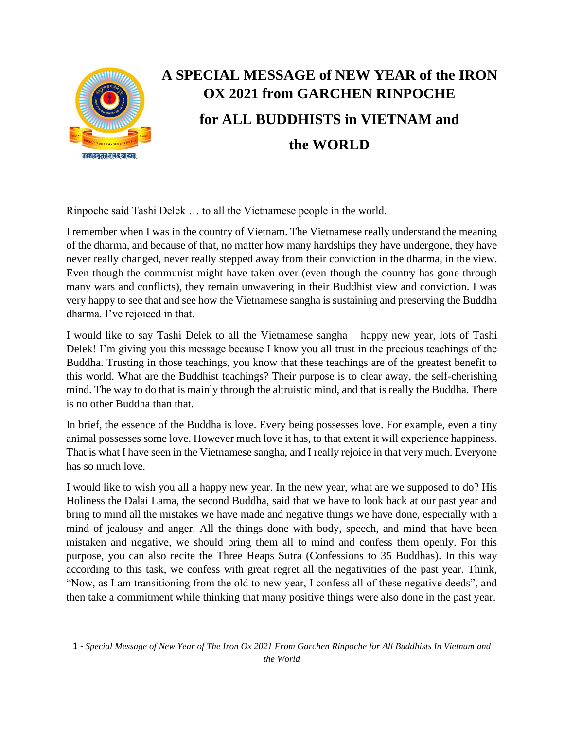# A SPECIAL MESSAGE of NEW YEAR of the IRON OX 2021 from GARCHEN RINPOCHE for ALL BUDDHISTS in VIETNAM and the WORLD

Rinpoche said Tashi Delek … to all the Vietnamese people in the world.

I remember when I was in the country of Vietnam. The Vietnamese really understand the meaning of the dharma, and because of that, no matter how many hardships they have undergone, they have never really changed, never really stepped away from their conviction in the dharma, in the view. Even though the communist might have taken over (even though the country has gone through many wars and conflicts), they remain unwavering in their Buddhist view and conviction. I was very happy to see that and see how the Vietnamese sangha is sustaining and preserving the Buddha dharma. I've rejoiced in that.

I would like to say Tashi Delek to all the Vietnamese sangha – happy new year, lots of Tashi Delek! I'm giving you this message because I know you all trust in the precious teachings of the Buddha. Trusting in those teachings, you know that these teachings are of the greatest benefit to this world. What are the Buddhist teachings? Their purpose is to clear away, the self-cherishing mind. The way to do that is mainly through the altruistic mind, and that is really the Buddha. There is no other Buddha than that.

In brief, the essence of the Buddha is love. Every being possesses love. For example, even a tiny animal possesses some love. However much love it has, to that extent it will experience happiness. That is what I have seen in the Vietnamese sangha, and I really rejoice in that very much. Everyone has so much love.

I would like to wish you all a happy new year. In the new year, what are we supposed to do? His Holiness the Dalai Lama, the second Buddha, said that we have to look back at our past year and bring to mind all the mistakes we have made and negative things we have done, especially with a mind of jealousy and anger. All the things done with body, speech, and mind that have been mistaken and negative, we should bring them all to mind and confess them openly. For this purpose, you can also recite the Three Heaps Sutra (Confessions to 35 Buddhas). In this way according to this task, we confess with great regret all the negativities of the past year. Think, "Now, as I am transitioning from the old to new year, I confess all of these negative deeds", and then take a commitment while thinking that many positive things were also done in the past year.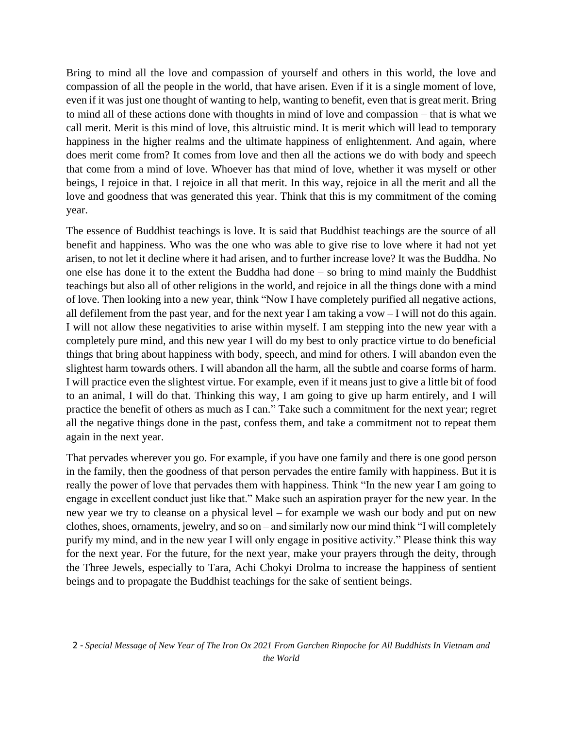Bring to mind all the love and compassion of yourself and others in this world, the love and compassion of all the people in the world, that have arisen. Even if it is a single moment of love, even if it was just one thought of wanting to help, wanting to benefit, even that is great merit. Bring to mind all of these actions done with thoughts in mind of love and compassion – that is what we call merit. Merit is this mind of love, this altruistic mind. It is merit which will lead to temporary happiness in the higher realms and the ultimate happiness of enlightenment. And again, where does merit come from? It comes from love and then all the actions we do with body and speech that come from a mind of love. Whoever has that mind of love, whether it was myself or other beings, I rejoice in that. I rejoice in all that merit. In this way, rejoice in all the merit and all the love and goodness that was generated this year. Think that this is my commitment of the coming year.

The essence of Buddhist teachings is love. It is said that Buddhist teachings are the source of all benefit and happiness. Who was the one who was able to give rise to love where it had not yet arisen, to not let it decline where it had arisen, and to further increase love? It was the Buddha. No one else has done it to the extent the Buddha had done – so bring to mind mainly the Buddhist teachings but also all of other religions in the world, and rejoice in all the things done with a mind of love. Then looking into a new year, think "Now I have completely purified all negative actions, all defilement from the past year, and for the next year I am taking a vow – I will not do this again. I will not allow these negativities to arise within myself. I am stepping into the new year with a completely pure mind, and this new year I will do my best to only practice virtue to do beneficial things that bring about happiness with body, speech, and mind for others. I will abandon even the slightest harm towards others. I will abandon all the harm, all the subtle and coarse forms of harm. I will practice even the slightest virtue. For example, even if it means just to give a little bit of food to an animal, I will do that. Thinking this way, I am going to give up harm entirely, and I will practice the benefit of others as much as I can." Take such a commitment for the next year; regret all the negative things done in the past, confess them, and take a commitment not to repeat them again in the next year.

That pervades wherever you go. For example, if you have one family and there is one good person in the family, then the goodness of that person pervades the entire family with happiness. But it is really the power of love that pervades them with happiness. Think "In the new year I am going to engage in excellent conduct just like that." Make such an aspiration prayer for the new year. In the new year we try to cleanse on a physical level – for example we wash our body and put on new clothes, shoes, ornaments, jewelry, and so on – and similarly now our mind think "I will completely purify my mind, and in the new year I will only engage in positive activity." Please think this way for the next year. For the future, for the next year, make your prayers through the deity, through the Three Jewels, especially to Tara, Achi Chokyi Drolma to increase the happiness of sentient beings and to propagate the Buddhist teachings for the sake of sentient beings.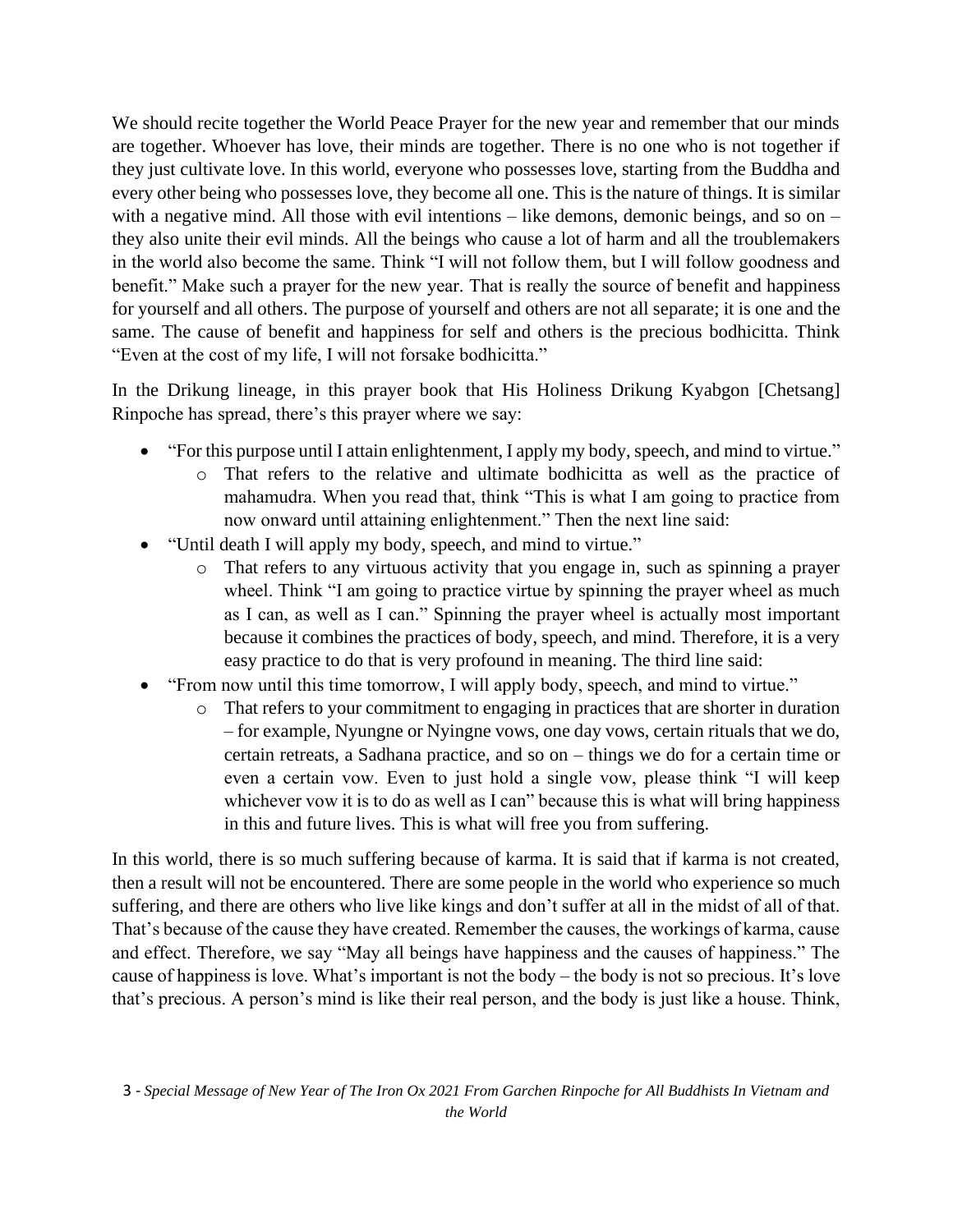We should recite together the World Peace Prayer for the new year and remember that our minds are together. Whoever has love, their minds are together. There is no one who is not together if they just cultivate love. In this world, everyone who possesses love, starting from the Buddha and every other being who possesses love, they become all one. This is the nature of things. It is similar with a negative mind. All those with evil intentions – like demons, demonic beings, and so on – they also unite their evil minds. All the beings who cause a lot of harm and all the troublemakers in the world also become the same. Think "I will not follow them, but I will follow goodness and benefit." Make such a prayer for the new year. That is really the source of benefit and happiness for yourself and all others. The purpose of yourself and others are not all separate; it is one and the same. The cause of benefit and happiness for self and others is the precious bodhicitta. Think "Even at the cost of my life, I will not forsake bodhicitta."

In the Drikung lineage, in this prayer book that His Holiness Drikung Kyabgon [Chetsang] Rinpoche has spread, there's this prayer where we say:

- "For this purpose until I attain enlightenment, I apply my body, speech, and mind to virtue."
  - That refers to the relative and ultimate bodhicitta as well as the practice of mahamudra. When you read that, think "This is what I am going to practice from now onward until attaining enlightenment." Then the next line said:
- "Until death I will apply my body, speech, and mind to virtue."
  - That refers to any virtuous activity that you engage in, such as spinning a prayer wheel. Think "I am going to practice virtue by spinning the prayer wheel as much as I can, as well as I can." Spinning the prayer wheel is actually most important because it combines the practices of body, speech, and mind. Therefore, it is a very easy practice to do that is very profound in meaning. The third line said:
- "From now until this time tomorrow, I will apply body, speech, and mind to virtue."
  - That refers to your commitment to engaging in practices that are shorter in duration – for example, Nyungne or Nyingne vows, one day vows, certain rituals that we do, certain retreats, a Sadhana practice, and so on – things we do for a certain time or even a certain vow. Even to just hold a single vow, please think "I will keep whichever vow it is to do as well as I can" because this is what will bring happiness in this and future lives. This is what will free you from suffering.

In this world, there is so much suffering because of karma. It is said that if karma is not created, then a result will not be encountered. There are some people in the world who experience so much suffering, and there are others who live like kings and don't suffer at all in the midst of all of that. That's because of the cause they have created. Remember the causes, the workings of karma, cause and effect. Therefore, we say "May all beings have happiness and the causes of happiness." The cause of happiness is love. What's important is not the body – the body is not so precious. It's love that's precious. A person's mind is like their real person, and the body is just like a house. Think,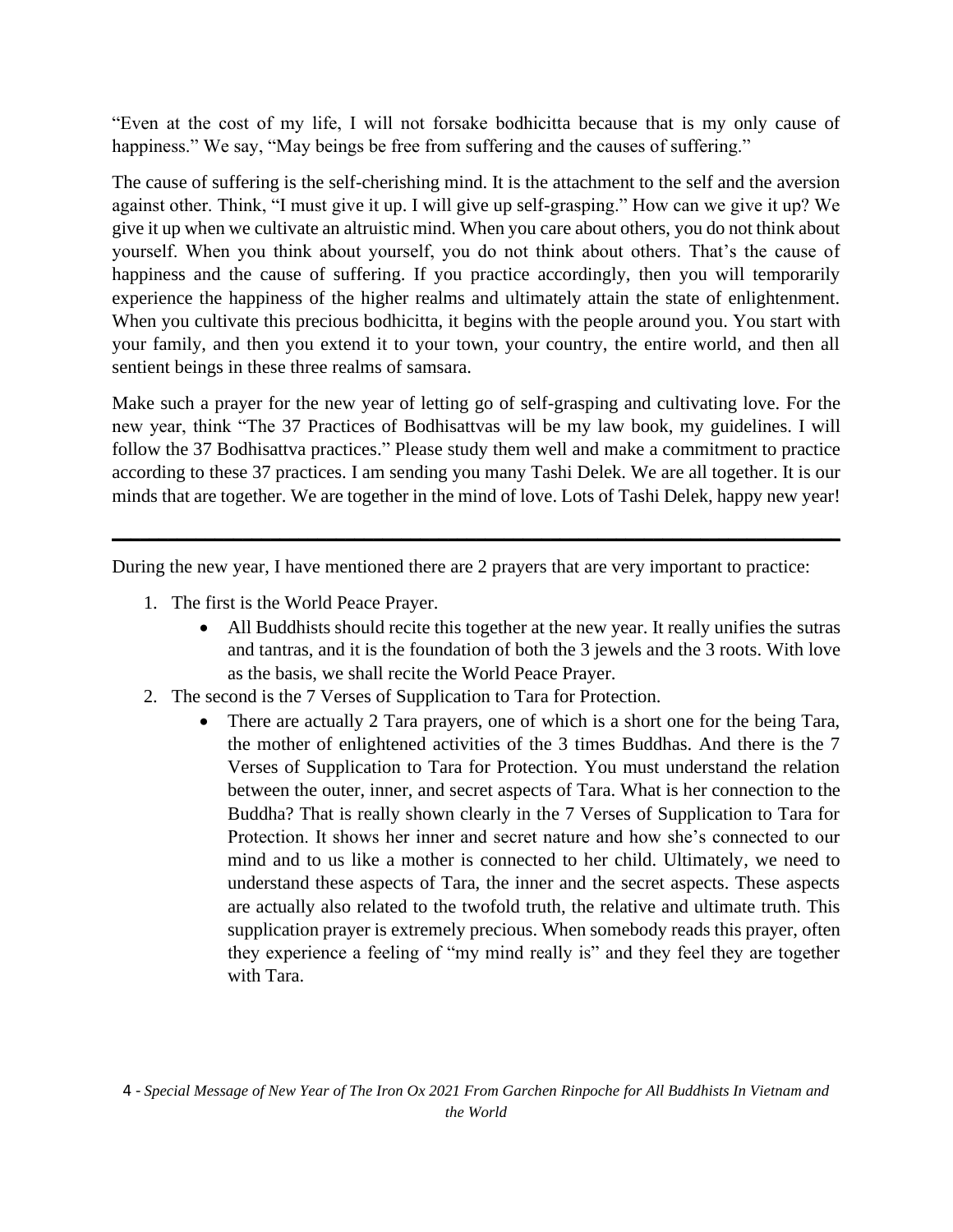"Even at the cost of my life, I will not forsake bodhicitta because that is my only cause of happiness." We say, "May beings be free from suffering and the causes of suffering."

The cause of suffering is the self-cherishing mind. It is the attachment to the self and the aversion against other. Think, "I must give it up. I will give up self-grasping." How can we give it up? We give it up when we cultivate an altruistic mind. When you care about others, you do not think about yourself. When you think about yourself, you do not think about others. That's the cause of happiness and the cause of suffering. If you practice accordingly, then you will temporarily experience the happiness of the higher realms and ultimately attain the state of enlightenment. When you cultivate this precious bodhicitta, it begins with the people around you. You start with your family, and then you extend it to your town, your country, the entire world, and then all sentient beings in these three realms of samsara.

Make such a prayer for the new year of letting go of self-grasping and cultivating love. For the new year, think "The 37 Practices of Bodhisattvas will be my law book, my guidelines. I will follow the 37 Bodhisattva practices." Please study them well and make a commitment to practice according to these 37 practices. I am sending you many Tashi Delek. We are all together. It is our minds that are together. We are together in the mind of love. Lots of Tashi Delek, happy new year!

---

During the new year, I have mentioned there are 2 prayers that are very important to practice:

1. The first is the World Peace Prayer.
    - All Buddhists should recite this together at the new year. It really unifies the sutras and tantras, and it is the foundation of both the 3 jewels and the 3 roots. With love as the basis, we shall recite the World Peace Prayer.
2. The second is the 7 Verses of Supplication to Tara for Protection.
    - There are actually 2 Tara prayers, one of which is a short one for the being Tara, the mother of enlightened activities of the 3 times Buddhas. And there is the 7 Verses of Supplication to Tara for Protection. You must understand the relation between the outer, inner, and secret aspects of Tara. What is her connection to the Buddha? That is really shown clearly in the 7 Verses of Supplication to Tara for Protection. It shows her inner and secret nature and how she's connected to our mind and to us like a mother is connected to her child. Ultimately, we need to understand these aspects of Tara, the inner and the secret aspects. These aspects are actually also related to the twofold truth, the relative and ultimate truth. This supplication prayer is extremely precious. When somebody reads this prayer, often they experience a feeling of "my mind really is" and they feel they are together with Tara.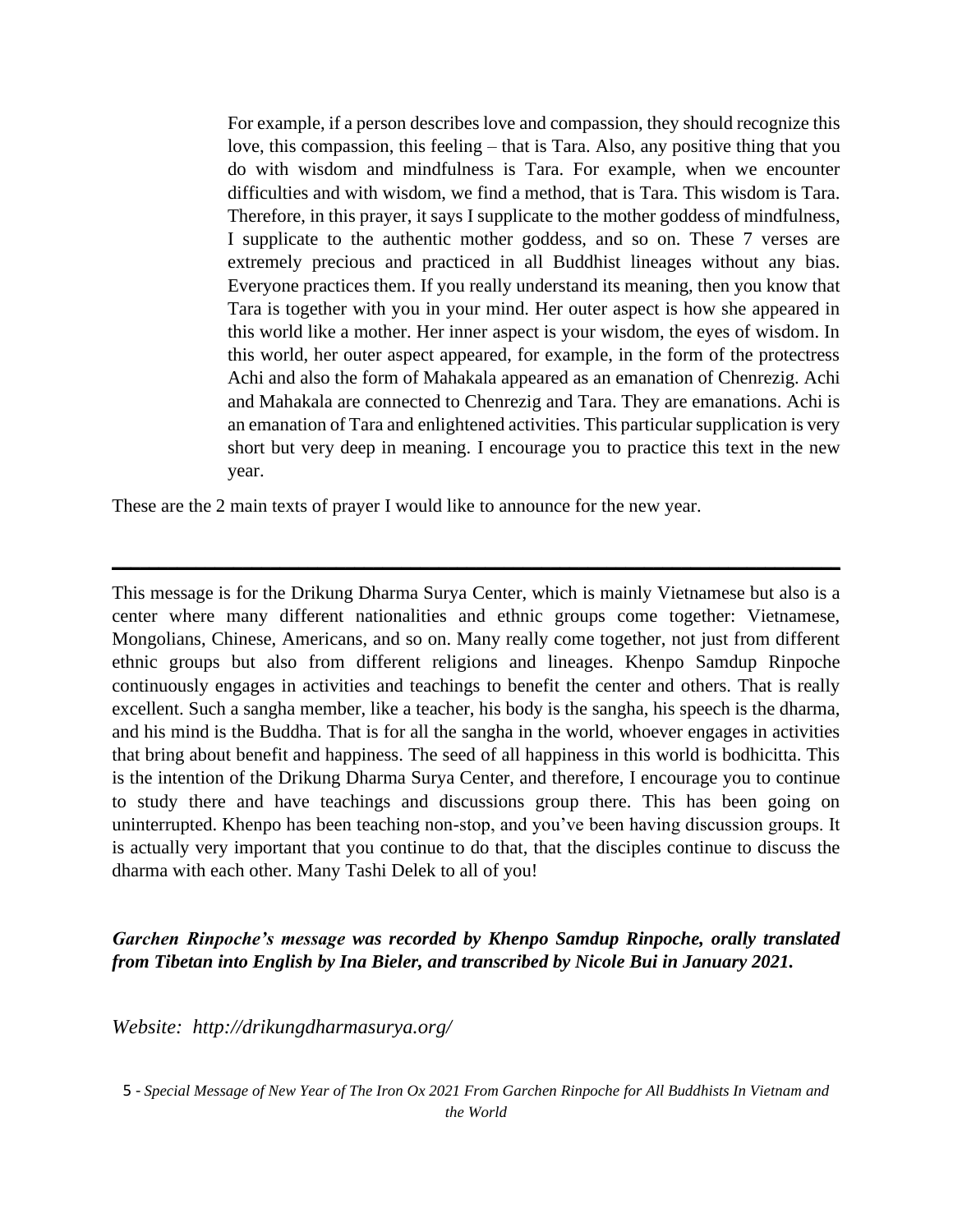> For example, if a person describes love and compassion, they should recognize this love, this compassion, this feeling – that is Tara. Also, any positive thing that you do with wisdom and mindfulness is Tara. For example, when we encounter difficulties and with wisdom, we find a method, that is Tara. This wisdom is Tara. Therefore, in this prayer, it says I supplicate to the mother goddess of mindfulness, I supplicate to the authentic mother goddess, and so on. These 7 verses are extremely precious and practiced in all Buddhist lineages without any bias. Everyone practices them. If you really understand its meaning, then you know that Tara is together with you in your mind. Her outer aspect is how she appeared in this world like a mother. Her inner aspect is your wisdom, the eyes of wisdom. In this world, her outer aspect appeared, for example, in the form of the protectress Achi and also the form of Mahakala appeared as an emanation of Chenrezig. Achi and Mahakala are connected to Chenrezig and Tara. They are emanations. Achi is an emanation of Tara and enlightened activities. This particular supplication is very short but very deep in meaning. I encourage you to practice this text in the new year.

These are the 2 main texts of prayer I would like to announce for the new year.

---

This message is for the Drikung Dharma Surya Center, which is mainly Vietnamese but also is a center where many different nationalities and ethnic groups come together: Vietnamese, Mongolians, Chinese, Americans, and so on. Many really come together, not just from different ethnic groups but also from different religions and lineages. Khenpo Samdup Rinpoche continuously engages in activities and teachings to benefit the center and others. That is really excellent. Such a sangha member, like a teacher, his body is the sangha, his speech is the dharma, and his mind is the Buddha. That is for all the sangha in the world, whoever engages in activities that bring about benefit and happiness. The seed of all happiness in this world is bodhicitta. This is the intention of the Drikung Dharma Surya Center, and therefore, I encourage you to continue to study there and have teachings and discussions group there. This has been going on uninterrupted. Khenpo has been teaching non-stop, and you've been having discussion groups. It is actually very important that you continue to do that, that the disciples continue to discuss the dharma with each other. Many Tashi Delek to all of you!

***Garchen Rinpoche's message was recorded by Khenpo Samdup Rinpoche, orally translated from Tibetan into English by Ina Bieler, and transcribed by Nicole Bui in January 2021.***

*Website: http://drikungdharmasurya.org/*